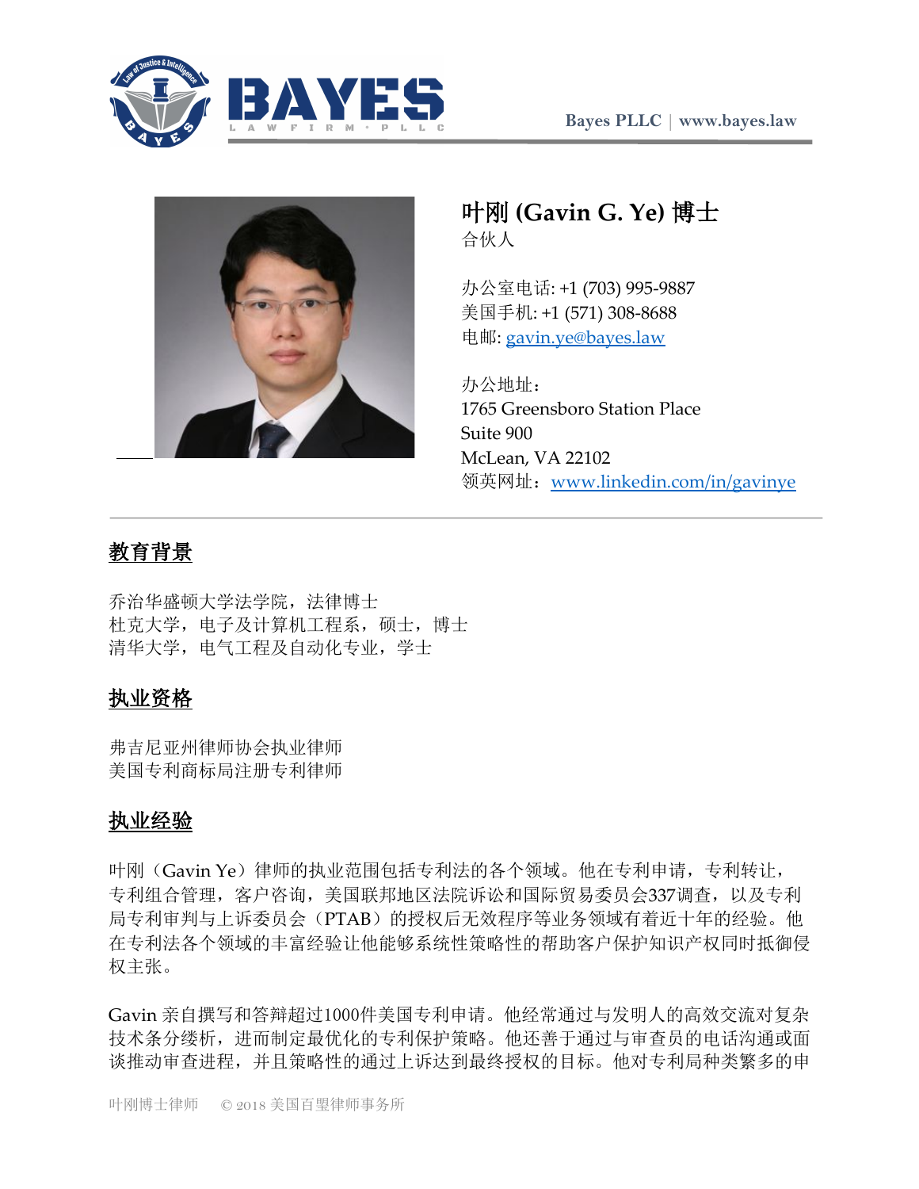Bayes PLLC | www.bayes.law

# 叶刚 (Gavin G. Ye) 博士

合伙人

办公室电话: +1 (703) 995-9887
美国手机: +1 (571) 308-8688
电邮: gavin.ye@bayes.law

办公地址：
1765 Greensboro Station Place
Suite 900
McLean, VA 22102
领英网址：www.linkedin.com/in/gavinye

## 教育背景

乔治华盛顿大学法学院，法律博士
杜克大学，电子及计算机工程系，硕士，博士
清华大学，电气工程及自动化专业，学士

## 执业资格

弗吉尼亚州律师协会执业律师
美国专利商标局注册专利律师

## 执业经验

叶刚（Gavin Ye）律师的执业范围包括专利法的各个领域。他在专利申请，专利转让，专利组合管理，客户咨询，美国联邦地区法院诉讼和国际贸易委员会337调查，以及专利局专利审判与上诉委员会（PTAB）的授权后无效程序等业务领域有着近十年的经验。他在专利法各个领域的丰富经验让他能够系统性策略性的帮助客户保护知识产权同时抵御侵权主张。

Gavin 亲自撰写和答辩超过1000件美国专利申请。他经常通过与发明人的高效交流对复杂技术条分缕析，进而制定最优化的专利保护策略。他还善于通过与审查员的电话沟通或面谈推动审查进程，并且策略性的通过上诉达到最终授权的目标。他对专利局种类繁多的申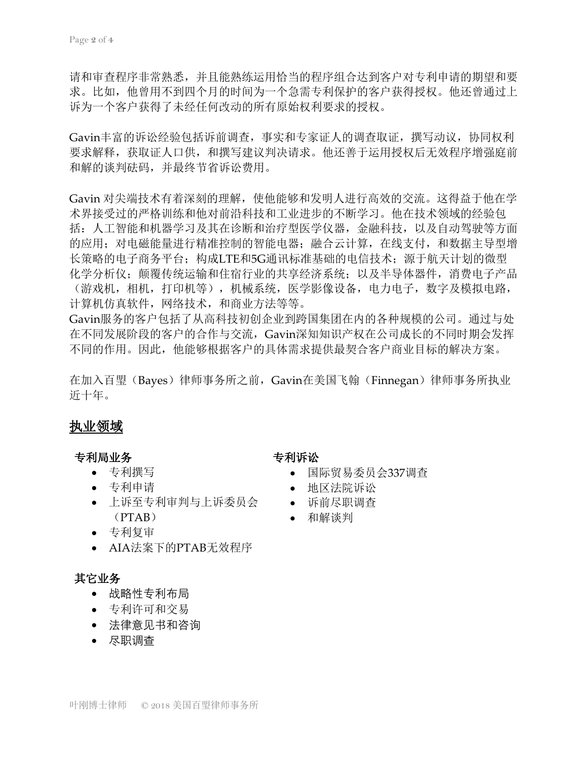请和审查程序非常熟悉，并且能熟练运用恰当的程序组合达到客户对专利申请的期望和要求。比如，他曾用不到四个月的时间为一个急需专利保护的客户获得授权。他还曾通过上诉为一个客户获得了未经任何改动的所有原始权利要求的授权。

Gavin丰富的诉讼经验包括诉前调查，事实和专家证人的调查取证，撰写动议，协同权利要求解释，获取证人口供，和撰写建议判决请求。他还善于运用授权后无效程序增强庭前和解的谈判砝码，并最终节省诉讼费用。

Gavin 对尖端技术有着深刻的理解，使他能够和发明人进行高效的交流。这得益于他在学术界接受过的严格训练和他对前沿科技和工业进步的不断学习。他在技术领域的经验包括：人工智能和机器学习及其在诊断和治疗型医学仪器，金融科技，以及自动驾驶等方面的应用；对电磁能量进行精准控制的智能电器；融合云计算，在线支付，和数据主导型增长策略的电子商务平台；构成LTE和5G通讯标准基础的电信技术；源于航天计划的微型化学分析仪；颠覆传统运输和住宿行业的共享经济系统；以及半导体器件，消费电子产品（游戏机，相机，打印机等），机械系统，医学影像设备，电力电子，数字及模拟电路，计算机仿真软件，网络技术，和商业方法等等。

Gavin服务的客户包括了从高科技初创企业到跨国集团在内的各种规模的公司。通过与处在不同发展阶段的客户的合作与交流，Gavin深知知识产权在公司成长的不同时期会发挥不同的作用。因此，他能够根据客户的具体需求提供最契合客户商业目标的解决方案。

在加入百盟（Bayes）律师事务所之前，Gavin在美国飞翰（Finnegan）律师事务所执业近十年。

## 执业领域

**专利局业务**

- 专利撰写
- 专利申请
- 上诉至专利审判与上诉委员会（PTAB）
- 专利复审
- AIA法案下的PTAB无效程序

**专利诉讼**

- 国际贸易委员会337调查
- 地区法院诉讼
- 诉前尽职调查
- 和解谈判

**其它业务**

- 战略性专利布局
- 专利许可和交易
- 法律意见书和咨询
- 尽职调查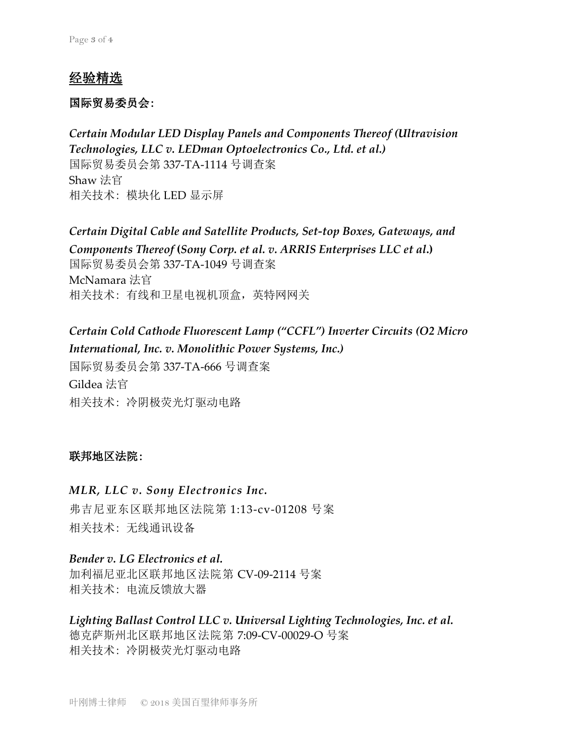## 经验精选

### 国际贸易委员会：

***Certain Modular LED Display Panels and Components Thereof (Ultravision Technologies, LLC v. LEDman Optoelectronics Co., Ltd. et al.)***
国际贸易委员会第 337-TA-1114 号调查案
Shaw 法官
相关技术：模块化 LED 显示屏

***Certain Digital Cable and Satellite Products, Set-top Boxes, Gateways, and Components Thereof (Sony Corp. et al. v. ARRIS Enterprises LLC et al.)***
国际贸易委员会第 337-TA-1049 号调查案
McNamara 法官
相关技术：有线和卫星电视机顶盒，英特网网关

***Certain Cold Cathode Fluorescent Lamp ("CCFL") Inverter Circuits (O2 Micro International, Inc. v. Monolithic Power Systems, Inc.)***
国际贸易委员会第 337-TA-666 号调查案
Gildea 法官
相关技术：冷阴极荧光灯驱动电路

### 联邦地区法院：

***MLR, LLC v. Sony Electronics Inc.***
弗吉尼亚东区联邦地区法院第 1:13-cv-01208 号案
相关技术：无线通讯设备

***Bender v. LG Electronics et al.***
加利福尼亚北区联邦地区法院第 CV-09-2114 号案
相关技术：电流反馈放大器

***Lighting Ballast Control LLC v. Universal Lighting Technologies, Inc. et al.***
德克萨斯州北区联邦地区法院第 7:09-CV-00029-O 号案
相关技术：冷阴极荧光灯驱动电路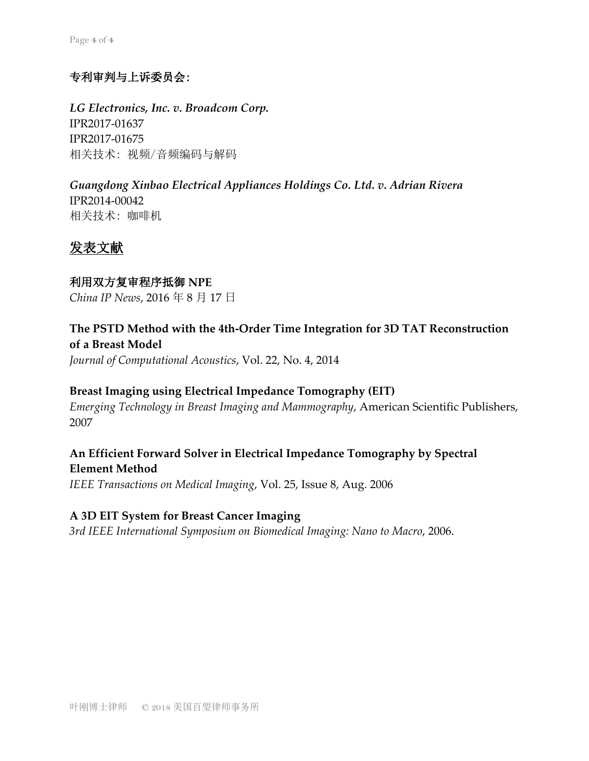**专利审判与上诉委员会:**

***LG Electronics, Inc. v. Broadcom Corp.***
IPR2017-01637
IPR2017-01675
相关技术：视频/音频编码与解码

***Guangdong Xinbao Electrical Appliances Holdings Co. Ltd. v. Adrian Rivera***
IPR2014-00042
相关技术：咖啡机

## <u>发表文献</u>

**利用双方复审程序抵御 NPE**
*China IP News*, 2016 年 8 月 17 日

**The PSTD Method with the 4th-Order Time Integration for 3D TAT Reconstruction of a Breast Model**
*Journal of Computational Acoustics*, Vol. 22, No. 4, 2014

**Breast Imaging using Electrical Impedance Tomography (EIT)**
*Emerging Technology in Breast Imaging and Mammography*, American Scientific Publishers, 2007

**An Efficient Forward Solver in Electrical Impedance Tomography by Spectral Element Method**
*IEEE Transactions on Medical Imaging*, Vol. 25, Issue 8, Aug. 2006

**A 3D EIT System for Breast Cancer Imaging**
*3rd IEEE International Symposium on Biomedical Imaging: Nano to Macro*, 2006.